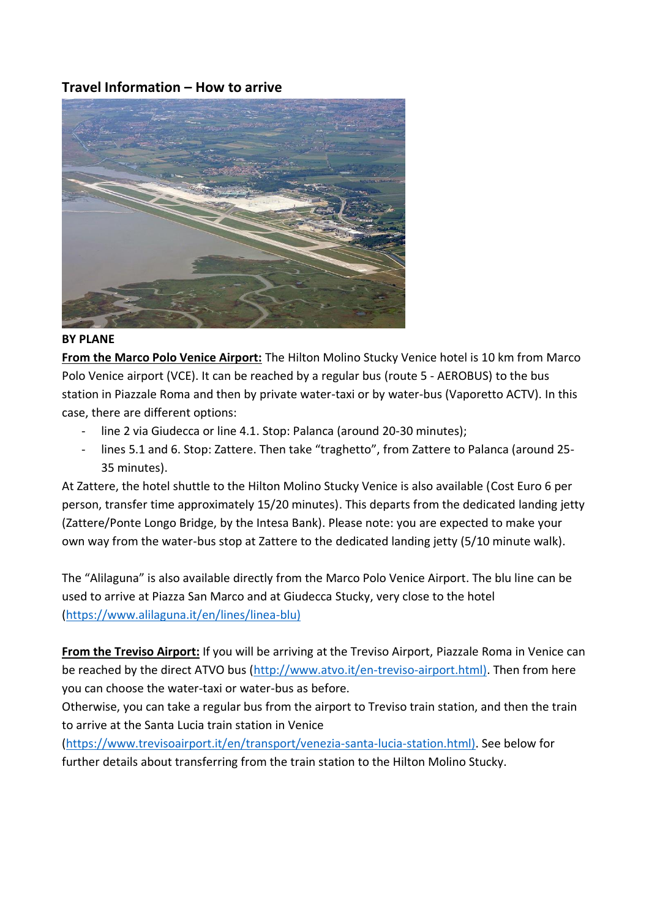## Travel Information – How to arrive

**BY PLANE**

**From the Marco Polo Venice Airport:** The Hilton Molino Stucky Venice hotel is 10 km from Marco Polo Venice airport (VCE). It can be reached by a regular bus (route 5 - AEROBUS) to the bus station in Piazzale Roma and then by private water-taxi or by water-bus (Vaporetto ACTV). In this case, there are different options:

- line 2 via Giudecca or line 4.1. Stop: Palanca (around 20-30 minutes);
- lines 5.1 and 6. Stop: Zattere. Then take "traghetto", from Zattere to Palanca (around 25-35 minutes).

At Zattere, the hotel shuttle to the Hilton Molino Stucky Venice is also available (Cost Euro 6 per person, transfer time approximately 15/20 minutes). This departs from the dedicated landing jetty (Zattere/Ponte Longo Bridge, by the Intesa Bank). Please note: you are expected to make your own way from the water-bus stop at Zattere to the dedicated landing jetty (5/10 minute walk).

The "Alilaguna" is also available directly from the Marco Polo Venice Airport. The blu line can be used to arrive at Piazza San Marco and at Giudecca Stucky, very close to the hotel (https://www.alilaguna.it/en/lines/linea-blu)

**From the Treviso Airport:** If you will be arriving at the Treviso Airport, Piazzale Roma in Venice can be reached by the direct ATVO bus (http://www.atvo.it/en-treviso-airport.html). Then from here you can choose the water-taxi or water-bus as before.

Otherwise, you can take a regular bus from the airport to Treviso train station, and then the train to arrive at the Santa Lucia train station in Venice (https://www.trevisoairport.it/en/transport/venezia-santa-lucia-station.html). See below for further details about transferring from the train station to the Hilton Molino Stucky.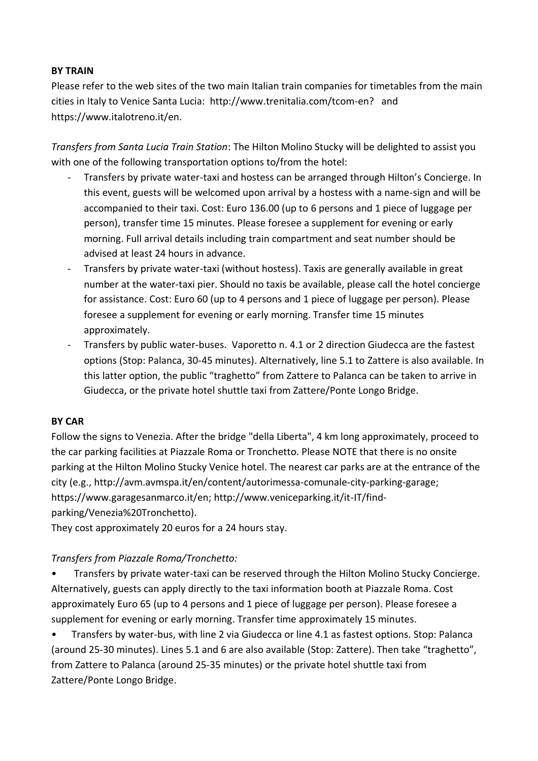**BY TRAIN**

Please refer to the web sites of the two main Italian train companies for timetables from the main cities in Italy to Venice Santa Lucia: http://www.trenitalia.com/tcom-en? and https://www.italotreno.it/en.

*Transfers from Santa Lucia Train Station*: The Hilton Molino Stucky will be delighted to assist you with one of the following transportation options to/from the hotel:

- Transfers by private water-taxi and hostess can be arranged through Hilton's Concierge. In this event, guests will be welcomed upon arrival by a hostess with a name-sign and will be accompanied to their taxi. Cost: Euro 136.00 (up to 6 persons and 1 piece of luggage per person), transfer time 15 minutes. Please foresee a supplement for evening or early morning. Full arrival details including train compartment and seat number should be advised at least 24 hours in advance.
- Transfers by private water-taxi (without hostess). Taxis are generally available in great number at the water-taxi pier. Should no taxis be available, please call the hotel concierge for assistance. Cost: Euro 60 (up to 4 persons and 1 piece of luggage per person). Please foresee a supplement for evening or early morning. Transfer time 15 minutes approximately.
- Transfers by public water-buses. Vaporetto n. 4.1 or 2 direction Giudecca are the fastest options (Stop: Palanca, 30-45 minutes). Alternatively, line 5.1 to Zattere is also available. In this latter option, the public "traghetto" from Zattere to Palanca can be taken to arrive in Giudecca, or the private hotel shuttle taxi from Zattere/Ponte Longo Bridge.

**BY CAR**

Follow the signs to Venezia. After the bridge "della Liberta", 4 km long approximately, proceed to the car parking facilities at Piazzale Roma or Tronchetto. Please NOTE that there is no onsite parking at the Hilton Molino Stucky Venice hotel. The nearest car parks are at the entrance of the city (e.g., http://avm.avmspa.it/en/content/autorimessa-comunale-city-parking-garage; https://www.garagesanmarco.it/en; http://www.veniceparking.it/it-IT/find-parking/Venezia%20Tronchetto).

They cost approximately 20 euros for a 24 hours stay.

*Transfers from Piazzale Roma/Tronchetto:*

- Transfers by private water-taxi can be reserved through the Hilton Molino Stucky Concierge. Alternatively, guests can apply directly to the taxi information booth at Piazzale Roma. Cost approximately Euro 65 (up to 4 persons and 1 piece of luggage per person). Please foresee a supplement for evening or early morning. Transfer time approximately 15 minutes.
- Transfers by water-bus, with line 2 via Giudecca or line 4.1 as fastest options. Stop: Palanca (around 25-30 minutes). Lines 5.1 and 6 are also available (Stop: Zattere). Then take "traghetto", from Zattere to Palanca (around 25-35 minutes) or the private hotel shuttle taxi from Zattere/Ponte Longo Bridge.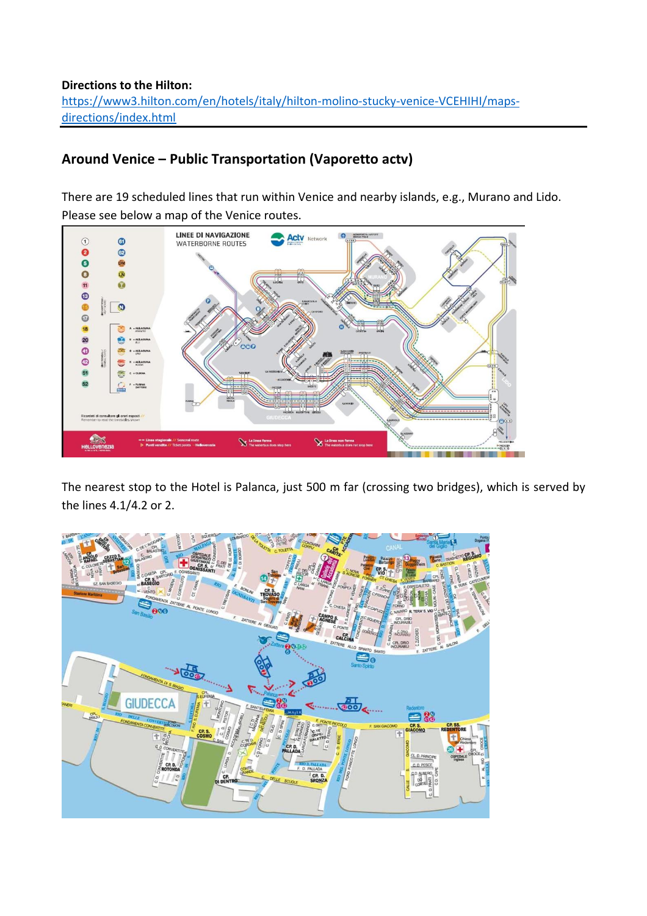**Directions to the Hilton:**
[https://www3.hilton.com/en/hotels/italy/hilton-molino-stucky-venice-VCEHIHI/maps-directions/index.html](https://www3.hilton.com/en/hotels/italy/hilton-molino-stucky-venice-VCEHIHI/maps-directions/index.html)

## Around Venice – Public Transportation (Vaporetto actv)

There are 19 scheduled lines that run within Venice and nearby islands, e.g., Murano and Lido. Please see below a map of the Venice routes.

The nearest stop to the Hotel is Palanca, just 500 m far (crossing two bridges), which is served by the lines 4.1/4.2 or 2.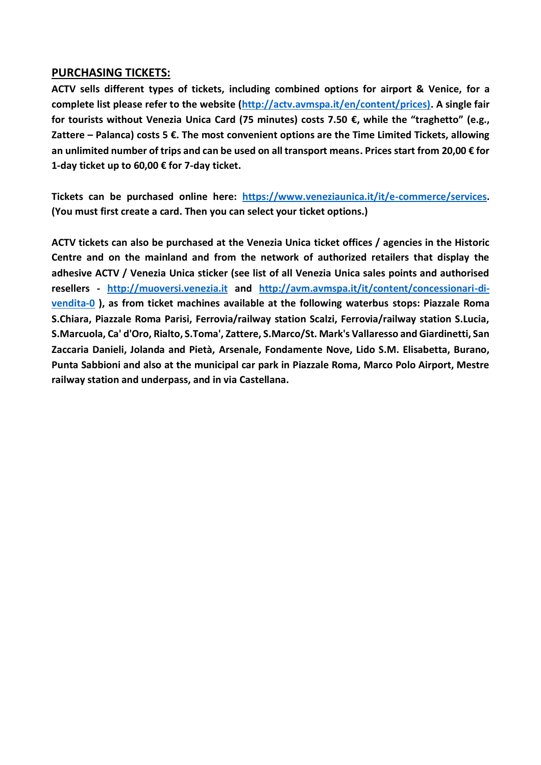## PURCHASING TICKETS:

**ACTV sells different types of tickets, including combined options for airport & Venice, for a complete list please refer to the website (http://actv.avmspa.it/en/content/prices). A single fair for tourists without Venezia Unica Card (75 minutes) costs 7.50 €, while the "traghetto" (e.g., Zattere – Palanca) costs 5 €. The most convenient options are the Time Limited Tickets, allowing an unlimited number of trips and can be used on all transport means. Prices start from 20,00 € for 1-day ticket up to 60,00 € for 7-day ticket.**

**Tickets can be purchased online here: https://www.veneziaunica.it/it/e-commerce/services. (You must first create a card. Then you can select your ticket options.)**

**ACTV tickets can also be purchased at the Venezia Unica ticket offices / agencies in the Historic Centre and on the mainland and from the network of authorized retailers that display the adhesive ACTV / Venezia Unica sticker (see list of all Venezia Unica sales points and authorised resellers - http://muoversi.venezia.it and http://avm.avmspa.it/it/content/concessionari-di-vendita-0 ), as from ticket machines available at the following waterbus stops: Piazzale Roma S.Chiara, Piazzale Roma Parisi, Ferrovia/railway station Scalzi, Ferrovia/railway station S.Lucia, S.Marcuola, Ca' d'Oro, Rialto, S.Toma', Zattere, S.Marco/St. Mark's Vallaresso and Giardinetti, San Zaccaria Danieli, Jolanda and Pietà, Arsenale, Fondamente Nove, Lido S.M. Elisabetta, Burano, Punta Sabbioni and also at the municipal car park in Piazzale Roma, Marco Polo Airport, Mestre railway station and underpass, and in via Castellana.**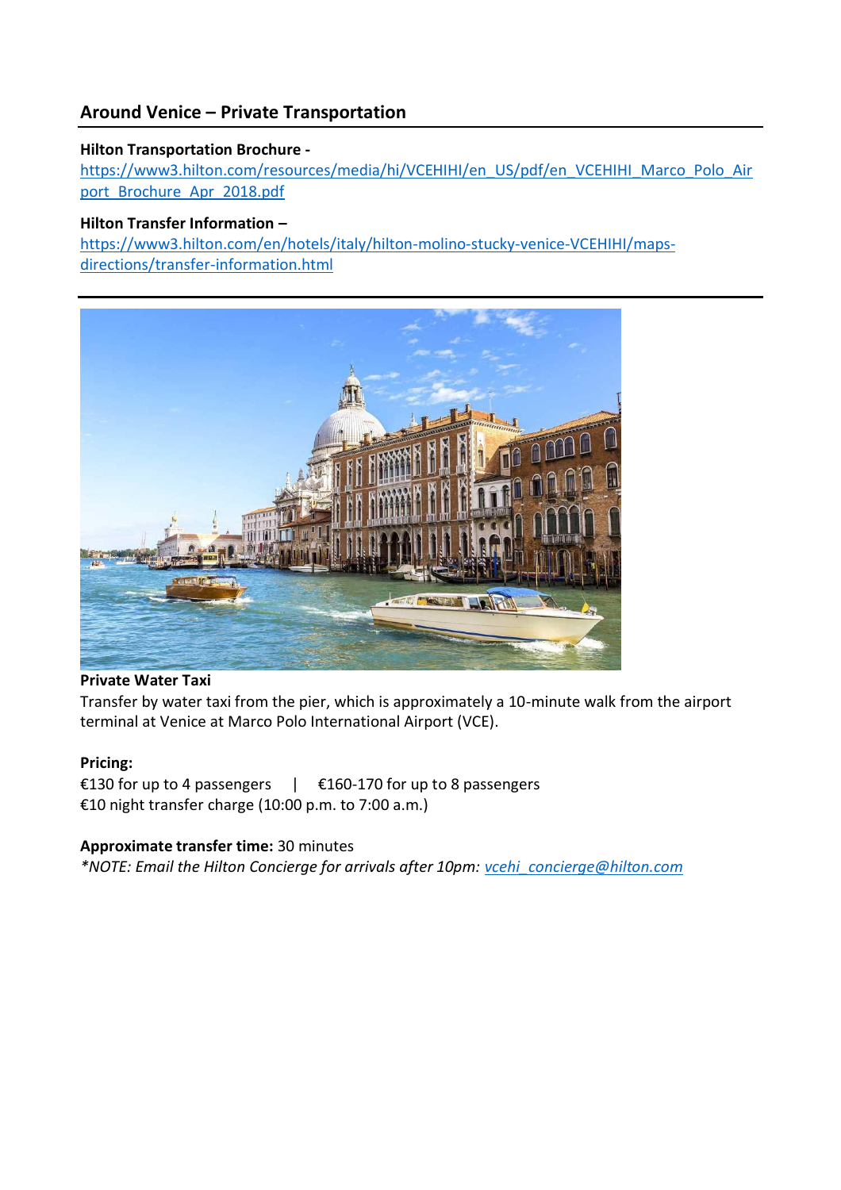## Around Venice – Private Transportation

**Hilton Transportation Brochure -**
https://www3.hilton.com/resources/media/hi/VCEHIHI/en_US/pdf/en_VCEHIHI_Marco_Polo_Airport_Brochure_Apr_2018.pdf

**Hilton Transfer Information –**
https://www3.hilton.com/en/hotels/italy/hilton-molino-stucky-venice-VCEHIHI/maps-directions/transfer-information.html

**Private Water Taxi**
Transfer by water taxi from the pier, which is approximately a 10-minute walk from the airport terminal at Venice at Marco Polo International Airport (VCE).

**Pricing:**
€130 for up to 4 passengers | €160-170 for up to 8 passengers
€10 night transfer charge (10:00 p.m. to 7:00 a.m.)

**Approximate transfer time:** 30 minutes
*\*NOTE: Email the Hilton Concierge for arrivals after 10pm: vcehi_concierge@hilton.com*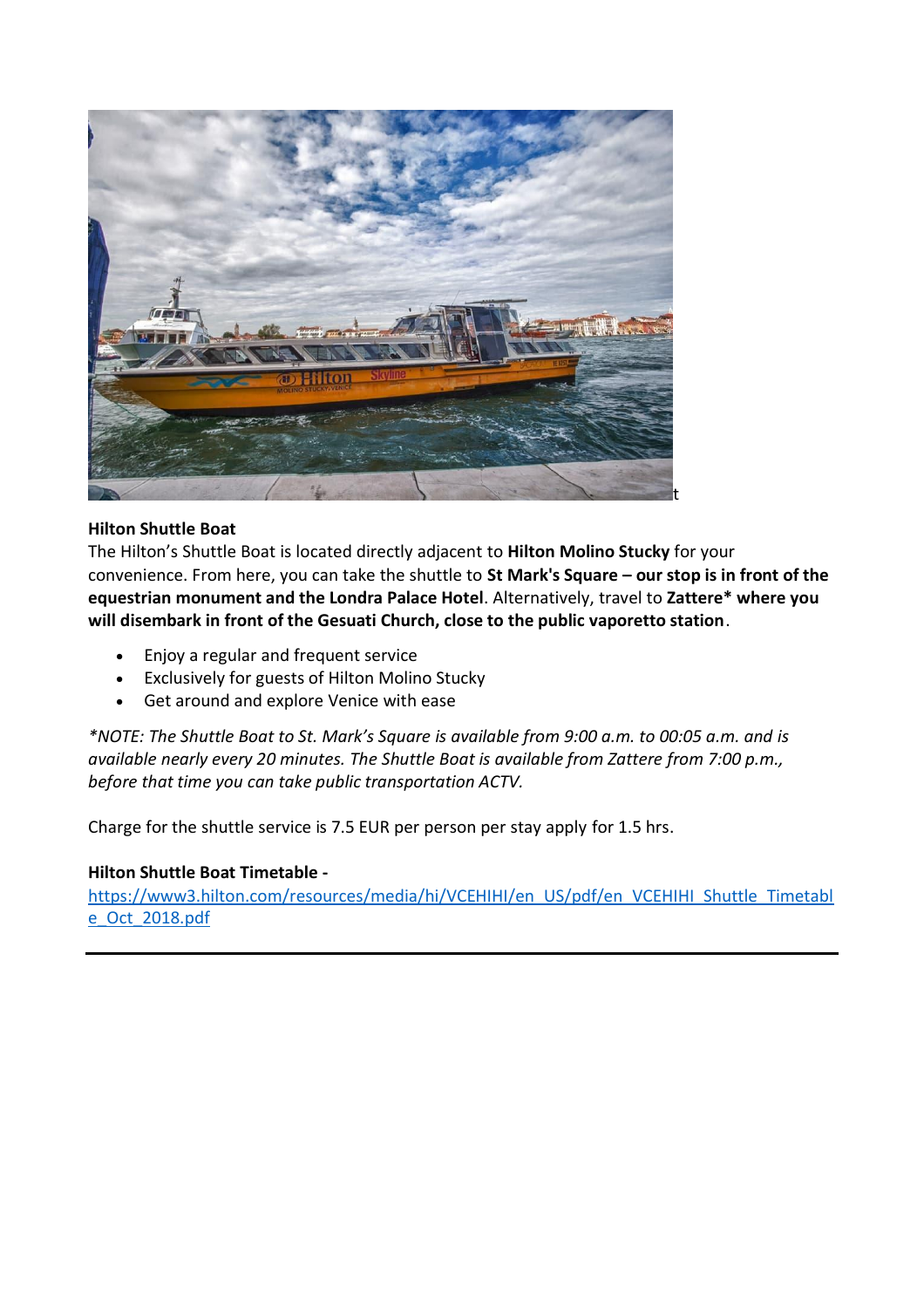t

**Hilton Shuttle Boat**

The Hilton's Shuttle Boat is located directly adjacent to **Hilton Molino Stucky** for your convenience. From here, you can take the shuttle to **St Mark's Square – our stop is in front of the equestrian monument and the Londra Palace Hotel**. Alternatively, travel to **Zattere* where you will disembark in front of the Gesuati Church, close to the public vaporetto station**.

- Enjoy a regular and frequent service
- Exclusively for guests of Hilton Molino Stucky
- Get around and explore Venice with ease

*\*NOTE: The Shuttle Boat to St. Mark's Square is available from 9:00 a.m. to 00:05 a.m. and is available nearly every 20 minutes. The Shuttle Boat is available from Zattere from 7:00 p.m., before that time you can take public transportation ACTV.*

Charge for the shuttle service is 7.5 EUR per person per stay apply for 1.5 hrs.

**Hilton Shuttle Boat Timetable -**
[https://www3.hilton.com/resources/media/hi/VCEHIHI/en_US/pdf/en_VCEHIHI_Shuttle_Timetable_Oct_2018.pdf](https://www3.hilton.com/resources/media/hi/VCEHIHI/en_US/pdf/en_VCEHIHI_Shuttle_Timetable_Oct_2018.pdf)

---